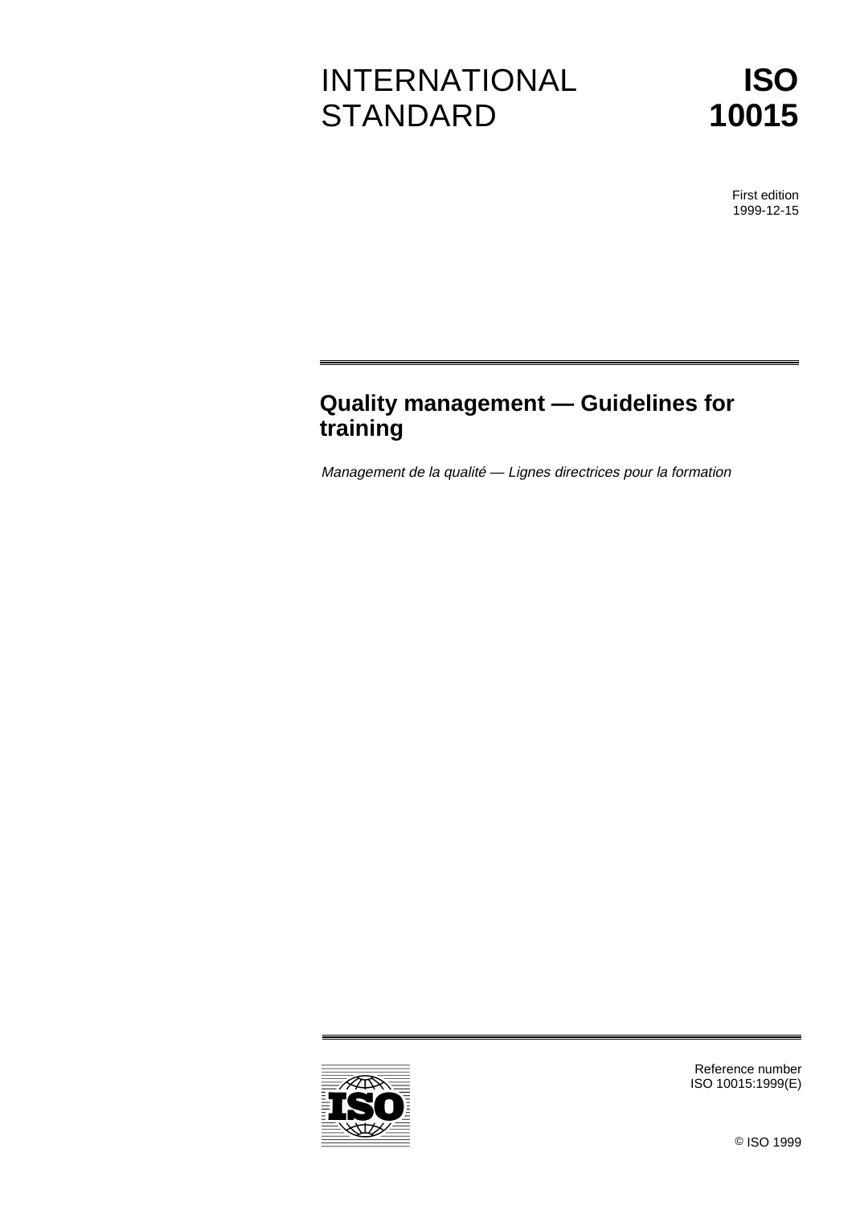# INTERNATIONAL STANDARD

# ISO 10015

First edition
1999-12-15

## Quality management — Guidelines for training

*Management de la qualité — Lignes directrices pour la formation*

Reference number
ISO 10015:1999(E)

© ISO 1999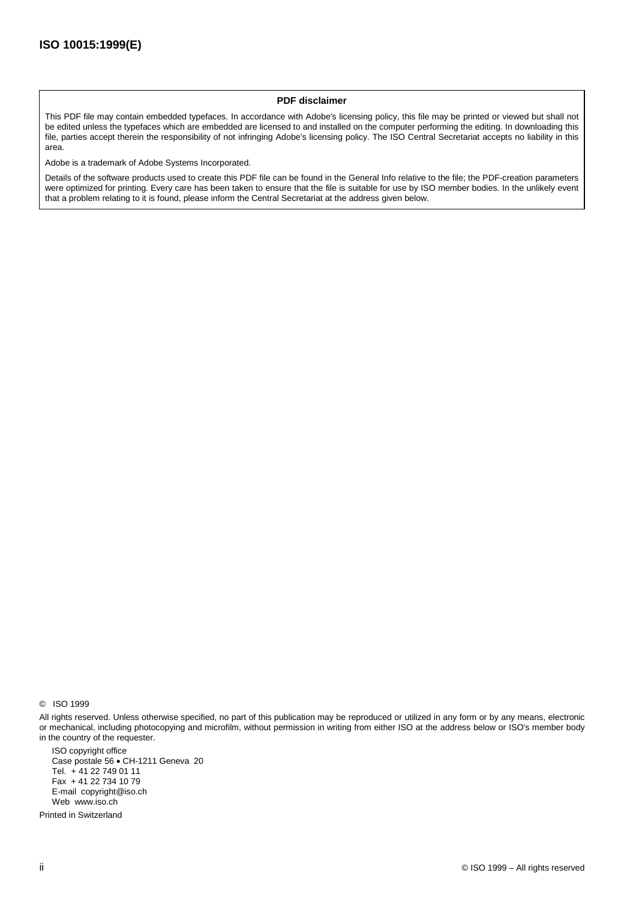**PDF disclaimer**

This PDF file may contain embedded typefaces. In accordance with Adobe's licensing policy, this file may be printed or viewed but shall not be edited unless the typefaces which are embedded are licensed to and installed on the computer performing the editing. In downloading this file, parties accept therein the responsibility of not infringing Adobe's licensing policy. The ISO Central Secretariat accepts no liability in this area.

Adobe is a trademark of Adobe Systems Incorporated.

Details of the software products used to create this PDF file can be found in the General Info relative to the file; the PDF-creation parameters were optimized for printing. Every care has been taken to ensure that the file is suitable for use by ISO member bodies. In the unlikely event that a problem relating to it is found, please inform the Central Secretariat at the address given below.

© ISO 1999

All rights reserved. Unless otherwise specified, no part of this publication may be reproduced or utilized in any form or by any means, electronic or mechanical, including photocopying and microfilm, without permission in writing from either ISO at the address below or ISO's member body in the country of the requester.

ISO copyright office
Case postale 56 • CH-1211 Geneva 20
Tel. + 41 22 749 01 11
Fax + 41 22 734 10 79
E-mail copyright@iso.ch
Web www.iso.ch

Printed in Switzerland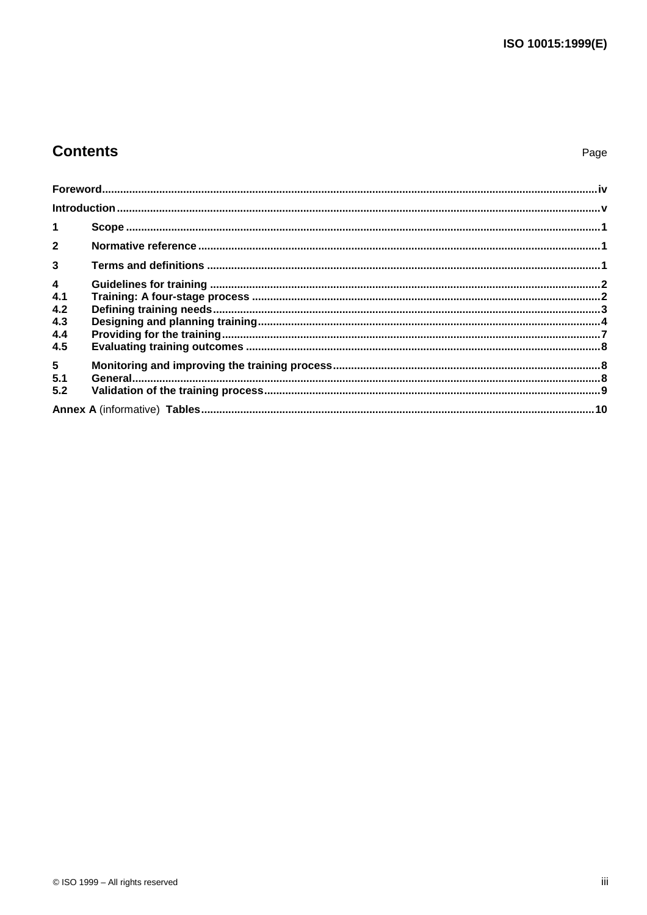## Contents

Page

| | | |
|---|---|---|
| **Foreword** | | iv |
| **Introduction** | | v |
| **1** | **Scope** | 1 |
| **2** | **Normative reference** | 1 |
| **3** | **Terms and definitions** | 1 |
| **4** | **Guidelines for training** | 2 |
| **4.1** | **Training: A four-stage process** | 2 |
| **4.2** | **Defining training needs** | 3 |
| **4.3** | **Designing and planning training** | 4 |
| **4.4** | **Providing for the training** | 7 |
| **4.5** | **Evaluating training outcomes** | 8 |
| **5** | **Monitoring and improving the training process** | 8 |
| **5.1** | **General** | 8 |
| **5.2** | **Validation of the training process** | 9 |
| **Annex A** (informative) **Tables** | | 10 |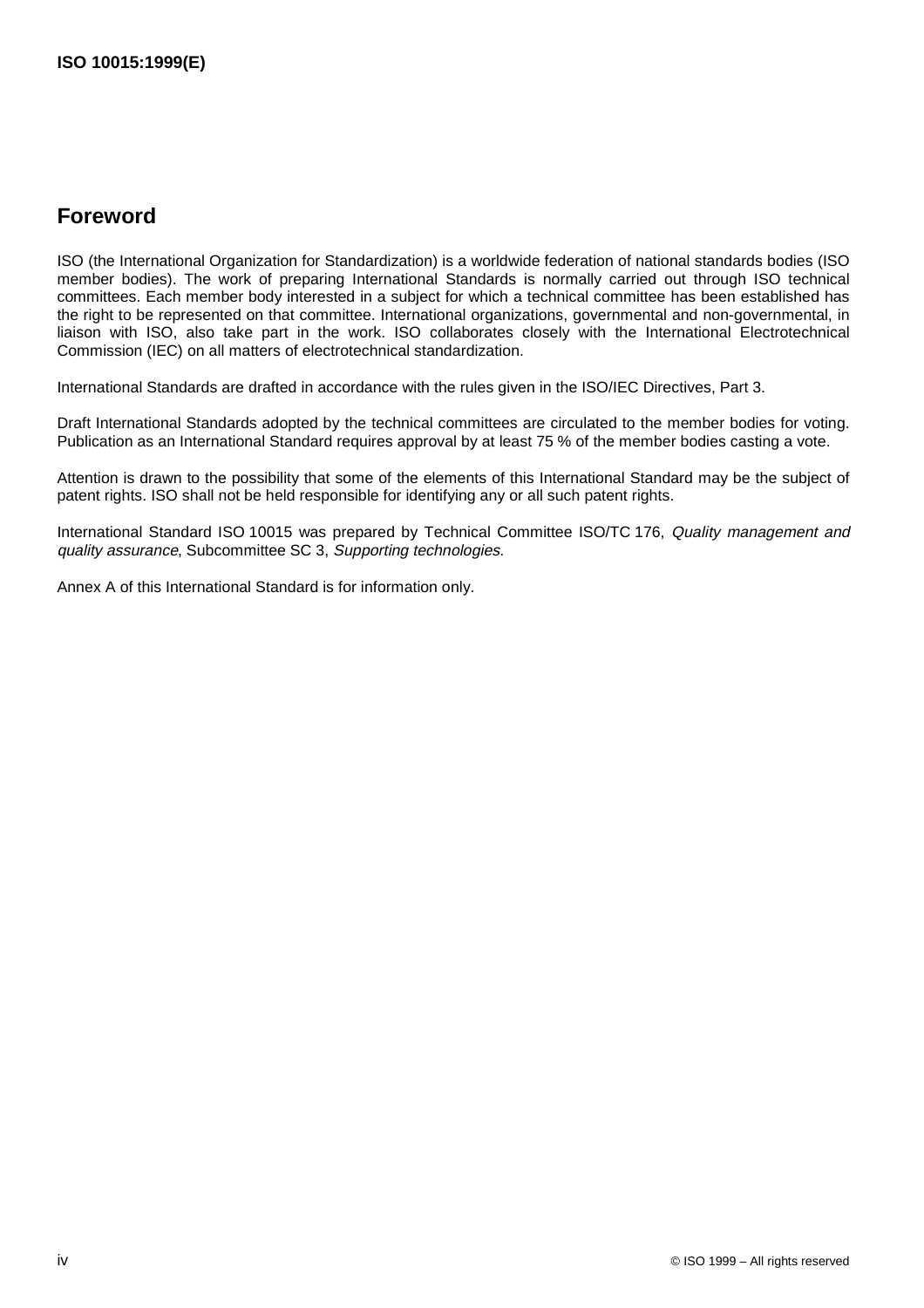## Foreword

ISO (the International Organization for Standardization) is a worldwide federation of national standards bodies (ISO member bodies). The work of preparing International Standards is normally carried out through ISO technical committees. Each member body interested in a subject for which a technical committee has been established has the right to be represented on that committee. International organizations, governmental and non-governmental, in liaison with ISO, also take part in the work. ISO collaborates closely with the International Electrotechnical Commission (IEC) on all matters of electrotechnical standardization.

International Standards are drafted in accordance with the rules given in the ISO/IEC Directives, Part 3.

Draft International Standards adopted by the technical committees are circulated to the member bodies for voting. Publication as an International Standard requires approval by at least 75 % of the member bodies casting a vote.

Attention is drawn to the possibility that some of the elements of this International Standard may be the subject of patent rights. ISO shall not be held responsible for identifying any or all such patent rights.

International Standard ISO 10015 was prepared by Technical Committee ISO/TC 176, *Quality management and quality assurance*, Subcommittee SC 3, *Supporting technologies*.

Annex A of this International Standard is for information only.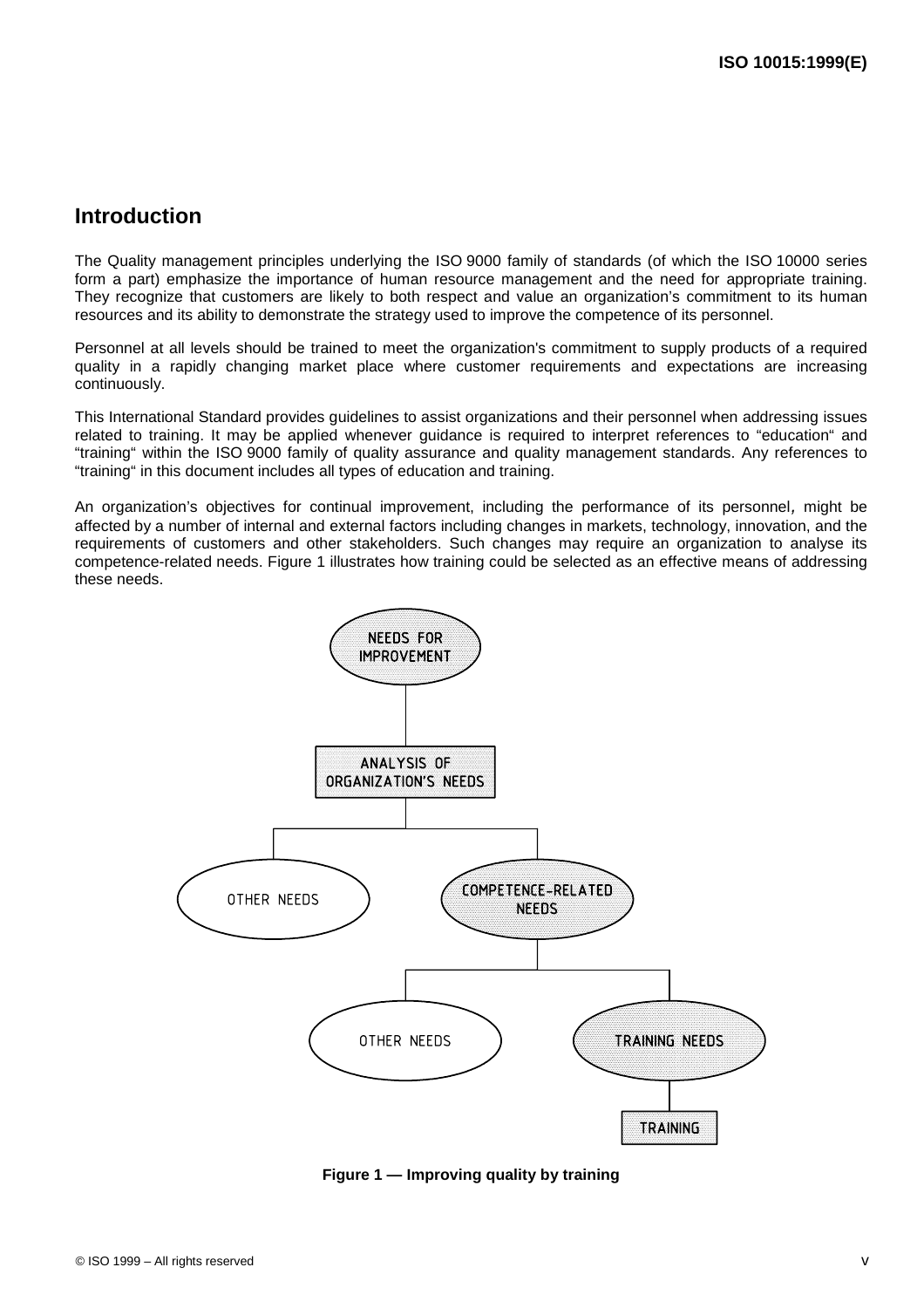# Introduction

The Quality management principles underlying the ISO 9000 family of standards (of which the ISO 10000 series form a part) emphasize the importance of human resource management and the need for appropriate training. They recognize that customers are likely to both respect and value an organization's commitment to its human resources and its ability to demonstrate the strategy used to improve the competence of its personnel.

Personnel at all levels should be trained to meet the organization's commitment to supply products of a required quality in a rapidly changing market place where customer requirements and expectations are increasing continuously.

This International Standard provides guidelines to assist organizations and their personnel when addressing issues related to training. It may be applied whenever guidance is required to interpret references to "education" and "training" within the ISO 9000 family of quality assurance and quality management standards. Any references to "training" in this document includes all types of education and training.

An organization's objectives for continual improvement, including the performance of its personnel, might be affected by a number of internal and external factors including changes in markets, technology, innovation, and the requirements of customers and other stakeholders. Such changes may require an organization to analyse its competence-related needs. Figure 1 illustrates how training could be selected as an effective means of addressing these needs.

NEEDS FOR IMPROVEMENT

ANALYSIS OF ORGANIZATION'S NEEDS

OTHER NEEDS

COMPETENCE-RELATED NEEDS

OTHER NEEDS

TRAINING NEEDS

TRAINING

**Figure 1 — Improving quality by training**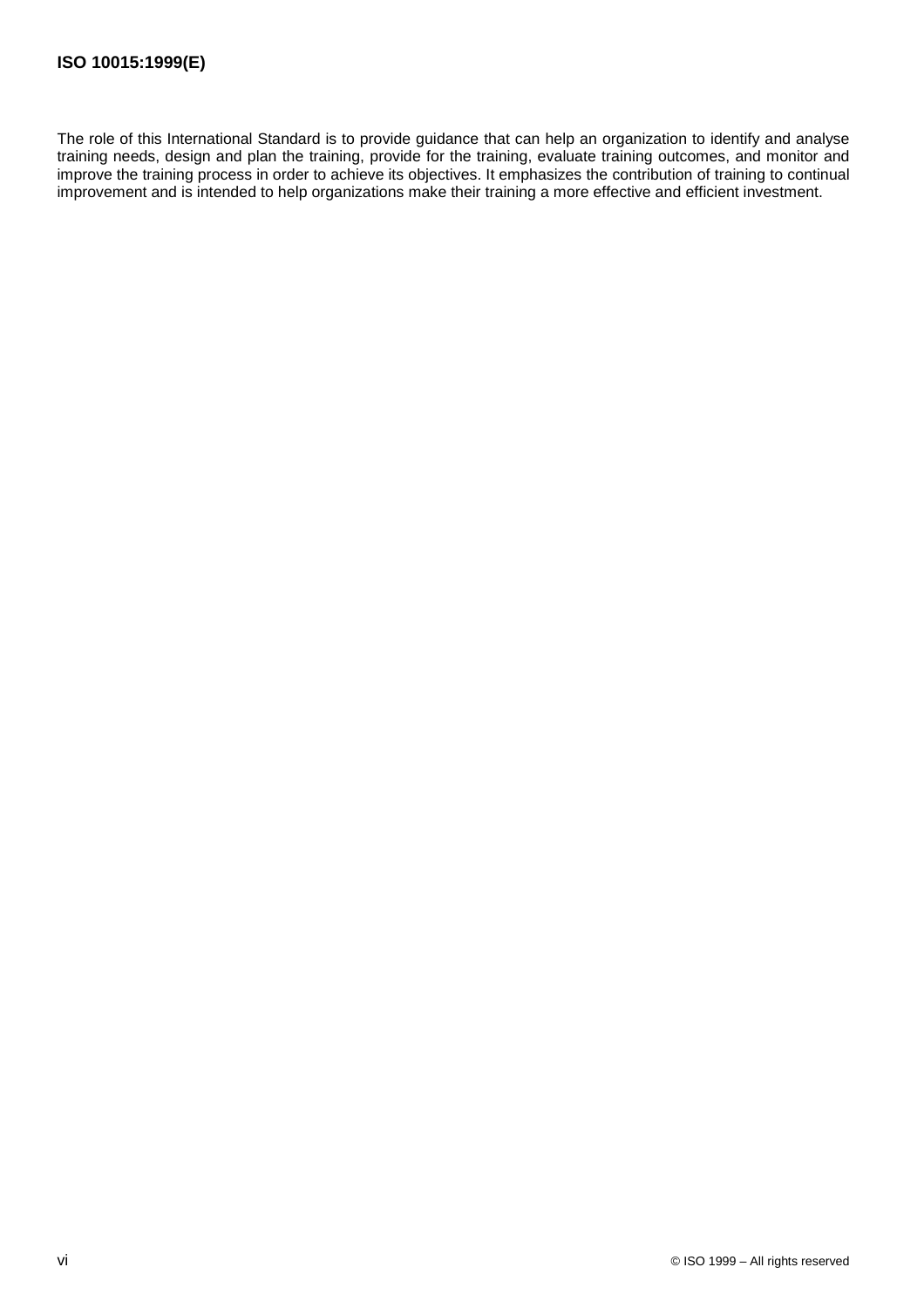The role of this International Standard is to provide guidance that can help an organization to identify and analyse training needs, design and plan the training, provide for the training, evaluate training outcomes, and monitor and improve the training process in order to achieve its objectives. It emphasizes the contribution of training to continual improvement and is intended to help organizations make their training a more effective and efficient investment.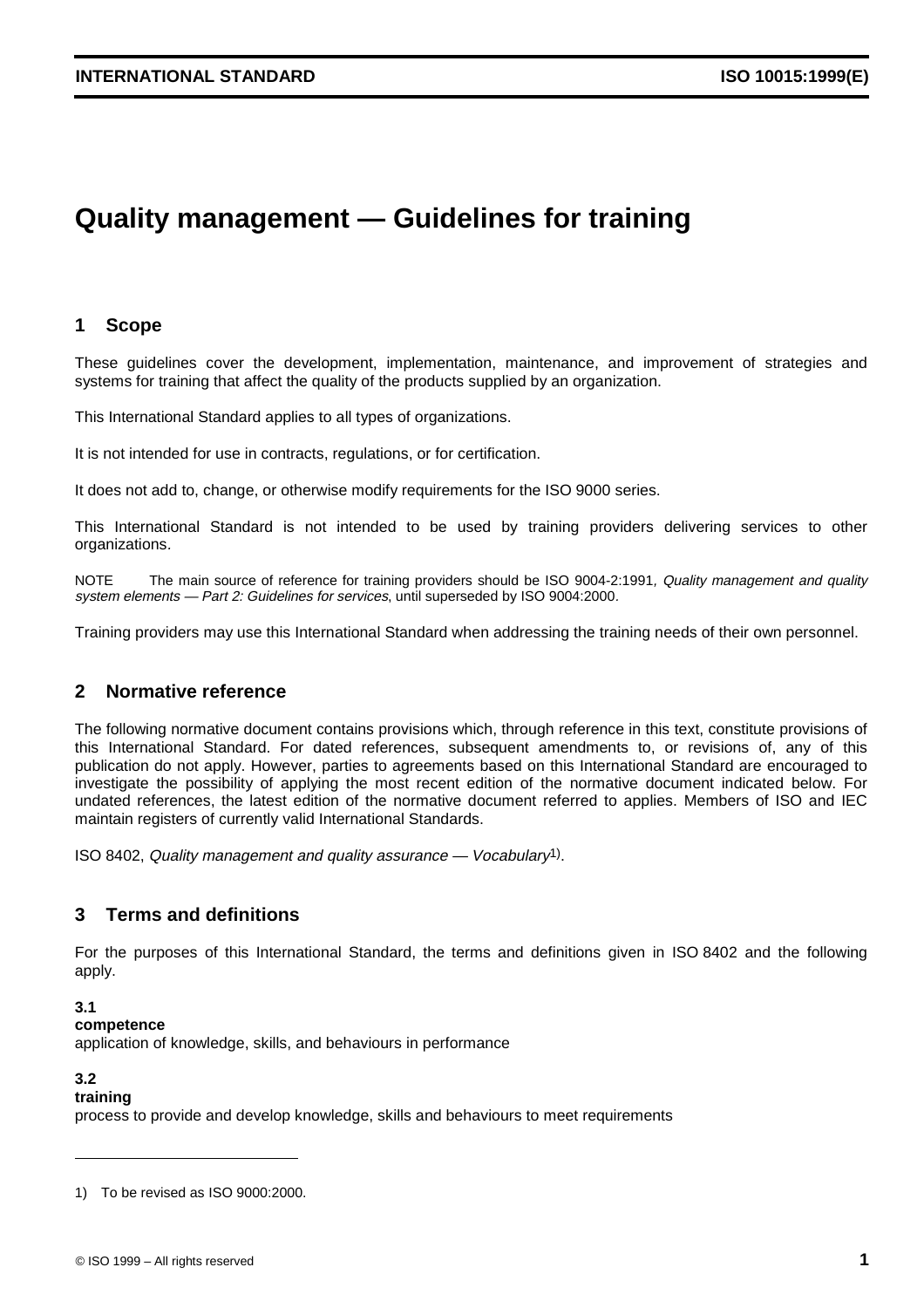# Quality management — Guidelines for training

## 1 Scope

These guidelines cover the development, implementation, maintenance, and improvement of strategies and systems for training that affect the quality of the products supplied by an organization.

This International Standard applies to all types of organizations.

It is not intended for use in contracts, regulations, or for certification.

It does not add to, change, or otherwise modify requirements for the ISO 9000 series.

This International Standard is not intended to be used by training providers delivering services to other organizations.

NOTE The main source of reference for training providers should be ISO 9004-2:1991, *Quality management and quality system elements — Part 2: Guidelines for services*, until superseded by ISO 9004:2000.

Training providers may use this International Standard when addressing the training needs of their own personnel.

## 2 Normative reference

The following normative document contains provisions which, through reference in this text, constitute provisions of this International Standard. For dated references, subsequent amendments to, or revisions of, any of this publication do not apply. However, parties to agreements based on this International Standard are encouraged to investigate the possibility of applying the most recent edition of the normative document indicated below. For undated references, the latest edition of the normative document referred to applies. Members of ISO and IEC maintain registers of currently valid International Standards.

ISO 8402, *Quality management and quality assurance — Vocabulary*[1].

## 3 Terms and definitions

For the purposes of this International Standard, the terms and definitions given in ISO 8402 and the following apply.

**3.1**
**competence**
application of knowledge, skills, and behaviours in performance

**3.2**
**training**
process to provide and develop knowledge, skills and behaviours to meet requirements

---

1) To be revised as ISO 9000:2000.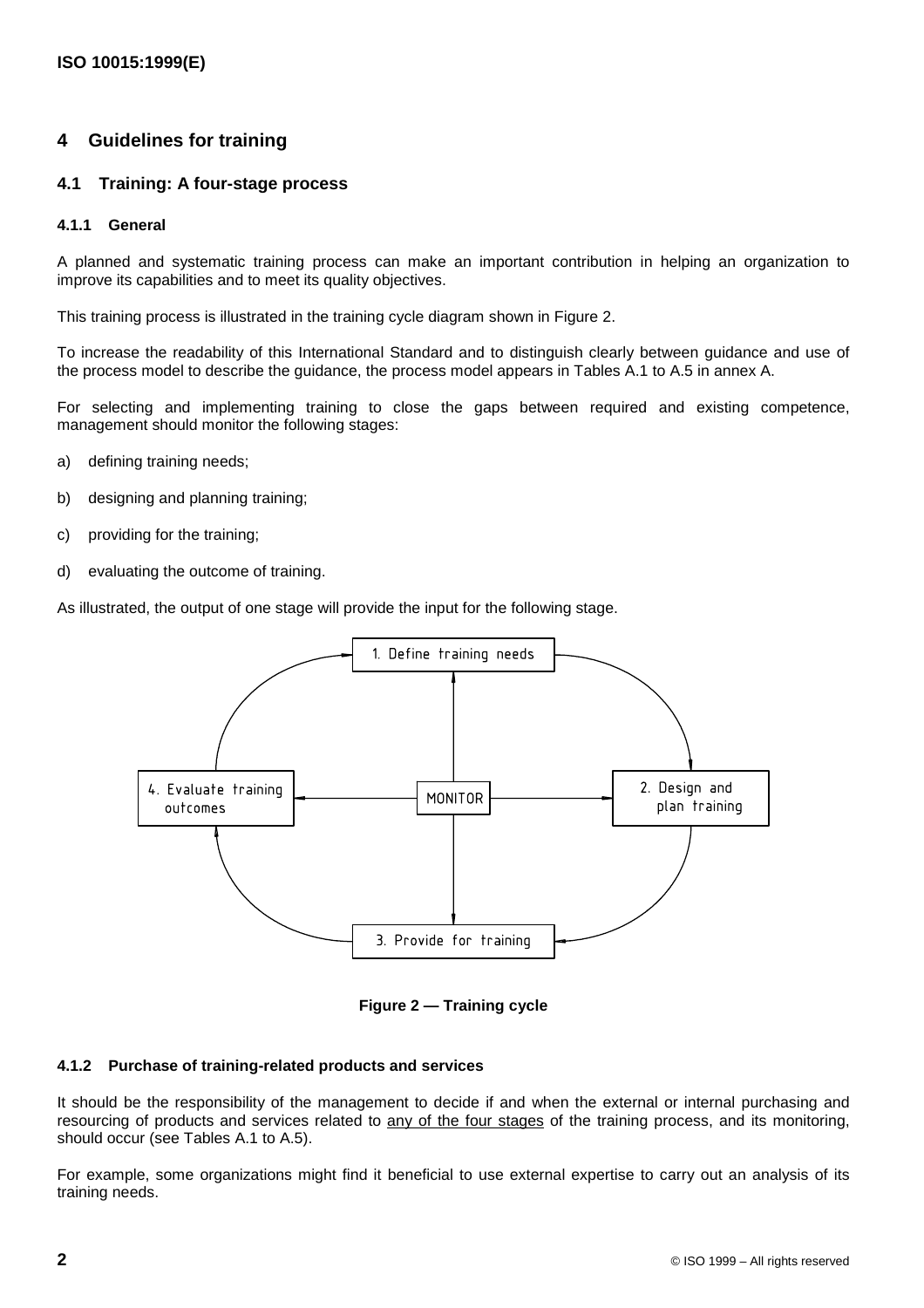## 4 Guidelines for training

### 4.1 Training: A four-stage process

#### 4.1.1 General

A planned and systematic training process can make an important contribution in helping an organization to improve its capabilities and to meet its quality objectives.

This training process is illustrated in the training cycle diagram shown in Figure 2.

To increase the readability of this International Standard and to distinguish clearly between guidance and use of the process model to describe the guidance, the process model appears in Tables A.1 to A.5 in annex A.

For selecting and implementing training to close the gaps between required and existing competence, management should monitor the following stages:

a) defining training needs;

b) designing and planning training;

c) providing for the training;

d) evaluating the outcome of training.

As illustrated, the output of one stage will provide the input for the following stage.

1. Define training needs
2. Design and plan training
3. Provide for training
4. Evaluate training outcomes

MONITOR

**Figure 2 — Training cycle**

#### 4.1.2 Purchase of training-related products and services

It should be the responsibility of the management to decide if and when the external or internal purchasing and resourcing of products and services related to <u>any of the four stages</u> of the training process, and its monitoring, should occur (see Tables A.1 to A.5).

For example, some organizations might find it beneficial to use external expertise to carry out an analysis of its training needs.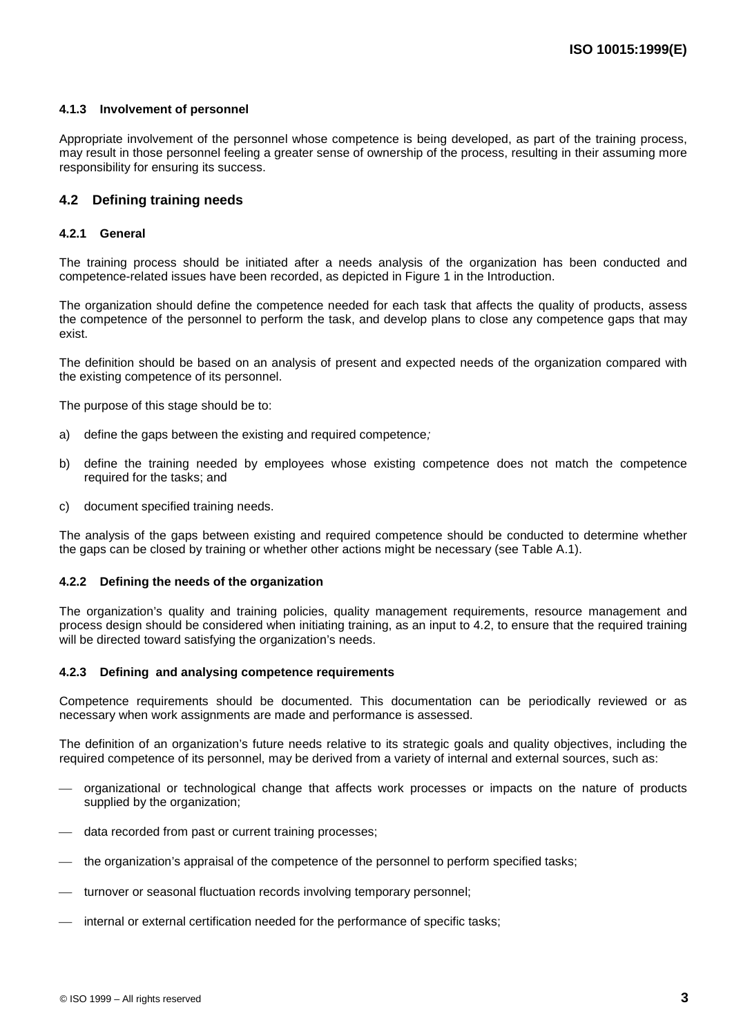#### 4.1.3 Involvement of personnel

Appropriate involvement of the personnel whose competence is being developed, as part of the training process, may result in those personnel feeling a greater sense of ownership of the process, resulting in their assuming more responsibility for ensuring its success.

### 4.2 Defining training needs

#### 4.2.1 General

The training process should be initiated after a needs analysis of the organization has been conducted and competence-related issues have been recorded, as depicted in Figure 1 in the Introduction.

The organization should define the competence needed for each task that affects the quality of products, assess the competence of the personnel to perform the task, and develop plans to close any competence gaps that may exist.

The definition should be based on an analysis of present and expected needs of the organization compared with the existing competence of its personnel.

The purpose of this stage should be to:

a) define the gaps between the existing and required competence;

b) define the training needed by employees whose existing competence does not match the competence required for the tasks; and

c) document specified training needs.

The analysis of the gaps between existing and required competence should be conducted to determine whether the gaps can be closed by training or whether other actions might be necessary (see Table A.1).

#### 4.2.2 Defining the needs of the organization

The organization's quality and training policies, quality management requirements, resource management and process design should be considered when initiating training, as an input to 4.2, to ensure that the required training will be directed toward satisfying the organization's needs.

#### 4.2.3 Defining and analysing competence requirements

Competence requirements should be documented. This documentation can be periodically reviewed or as necessary when work assignments are made and performance is assessed.

The definition of an organization's future needs relative to its strategic goals and quality objectives, including the required competence of its personnel, may be derived from a variety of internal and external sources, such as:

- organizational or technological change that affects work processes or impacts on the nature of products supplied by the organization;
- data recorded from past or current training processes;
- the organization's appraisal of the competence of the personnel to perform specified tasks;
- turnover or seasonal fluctuation records involving temporary personnel;
- internal or external certification needed for the performance of specific tasks;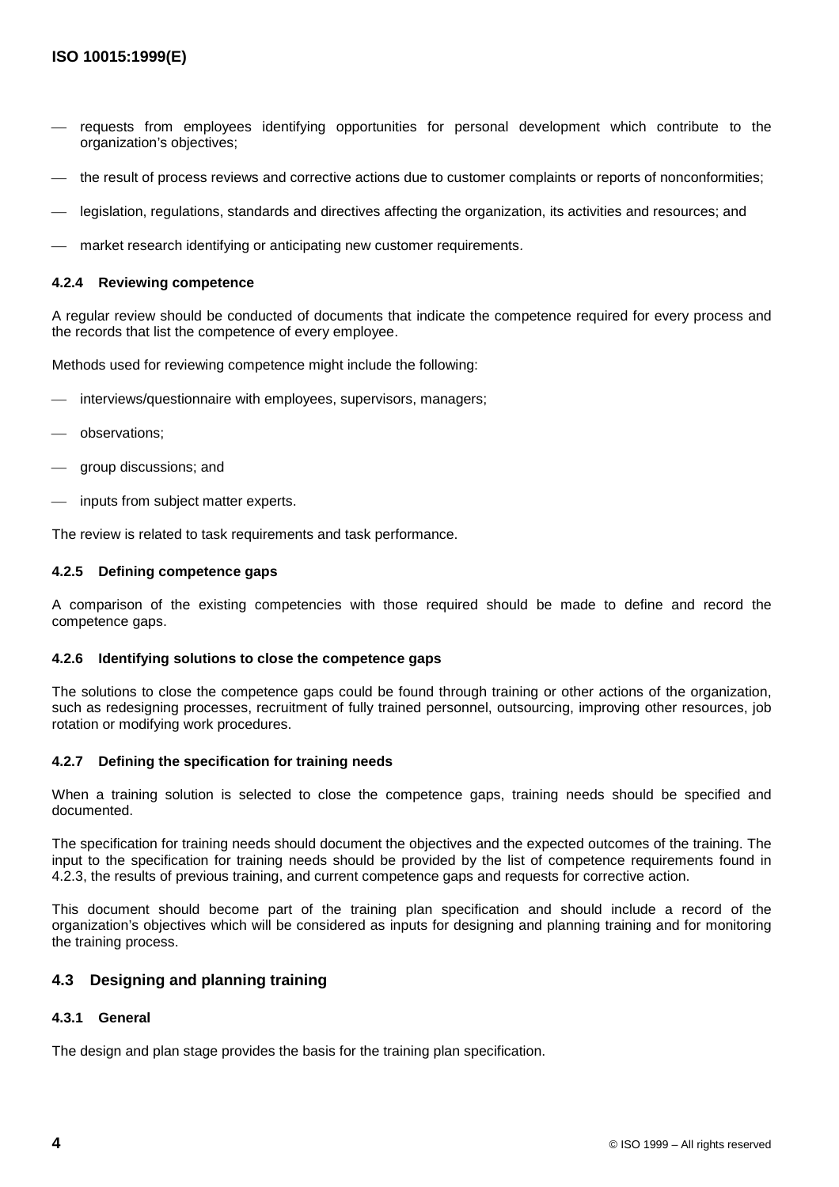- requests from employees identifying opportunities for personal development which contribute to the organization's objectives;
- the result of process reviews and corrective actions due to customer complaints or reports of nonconformities;
- legislation, regulations, standards and directives affecting the organization, its activities and resources; and
- market research identifying or anticipating new customer requirements.

#### 4.2.4 Reviewing competence

A regular review should be conducted of documents that indicate the competence required for every process and the records that list the competence of every employee.

Methods used for reviewing competence might include the following:

- interviews/questionnaire with employees, supervisors, managers;
- observations;
- group discussions; and
- inputs from subject matter experts.

The review is related to task requirements and task performance.

#### 4.2.5 Defining competence gaps

A comparison of the existing competencies with those required should be made to define and record the competence gaps.

#### 4.2.6 Identifying solutions to close the competence gaps

The solutions to close the competence gaps could be found through training or other actions of the organization, such as redesigning processes, recruitment of fully trained personnel, outsourcing, improving other resources, job rotation or modifying work procedures.

#### 4.2.7 Defining the specification for training needs

When a training solution is selected to close the competence gaps, training needs should be specified and documented.

The specification for training needs should document the objectives and the expected outcomes of the training. The input to the specification for training needs should be provided by the list of competence requirements found in 4.2.3, the results of previous training, and current competence gaps and requests for corrective action.

This document should become part of the training plan specification and should include a record of the organization's objectives which will be considered as inputs for designing and planning training and for monitoring the training process.

### 4.3 Designing and planning training

#### 4.3.1 General

The design and plan stage provides the basis for the training plan specification.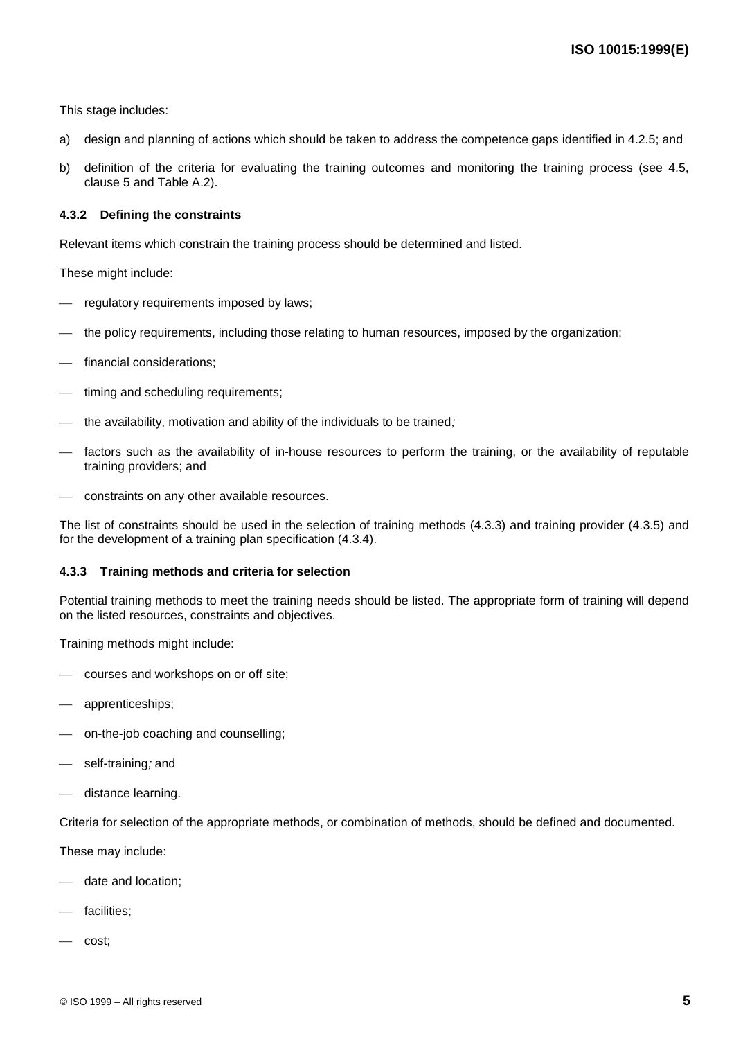This stage includes:

a) design and planning of actions which should be taken to address the competence gaps identified in 4.2.5; and

b) definition of the criteria for evaluating the training outcomes and monitoring the training process (see 4.5, clause 5 and Table A.2).

#### 4.3.2 Defining the constraints

Relevant items which constrain the training process should be determined and listed.

These might include:

- regulatory requirements imposed by laws;
- the policy requirements, including those relating to human resources, imposed by the organization;
- financial considerations;
- timing and scheduling requirements;
- the availability, motivation and ability of the individuals to be trained;
- factors such as the availability of in-house resources to perform the training, or the availability of reputable training providers; and
- constraints on any other available resources.

The list of constraints should be used in the selection of training methods (4.3.3) and training provider (4.3.5) and for the development of a training plan specification (4.3.4).

#### 4.3.3 Training methods and criteria for selection

Potential training methods to meet the training needs should be listed. The appropriate form of training will depend on the listed resources, constraints and objectives.

Training methods might include:

- courses and workshops on or off site;
- apprenticeships;
- on-the-job coaching and counselling;
- self-training; and
- distance learning.

Criteria for selection of the appropriate methods, or combination of methods, should be defined and documented.

These may include:

- date and location;
- facilities;
- cost;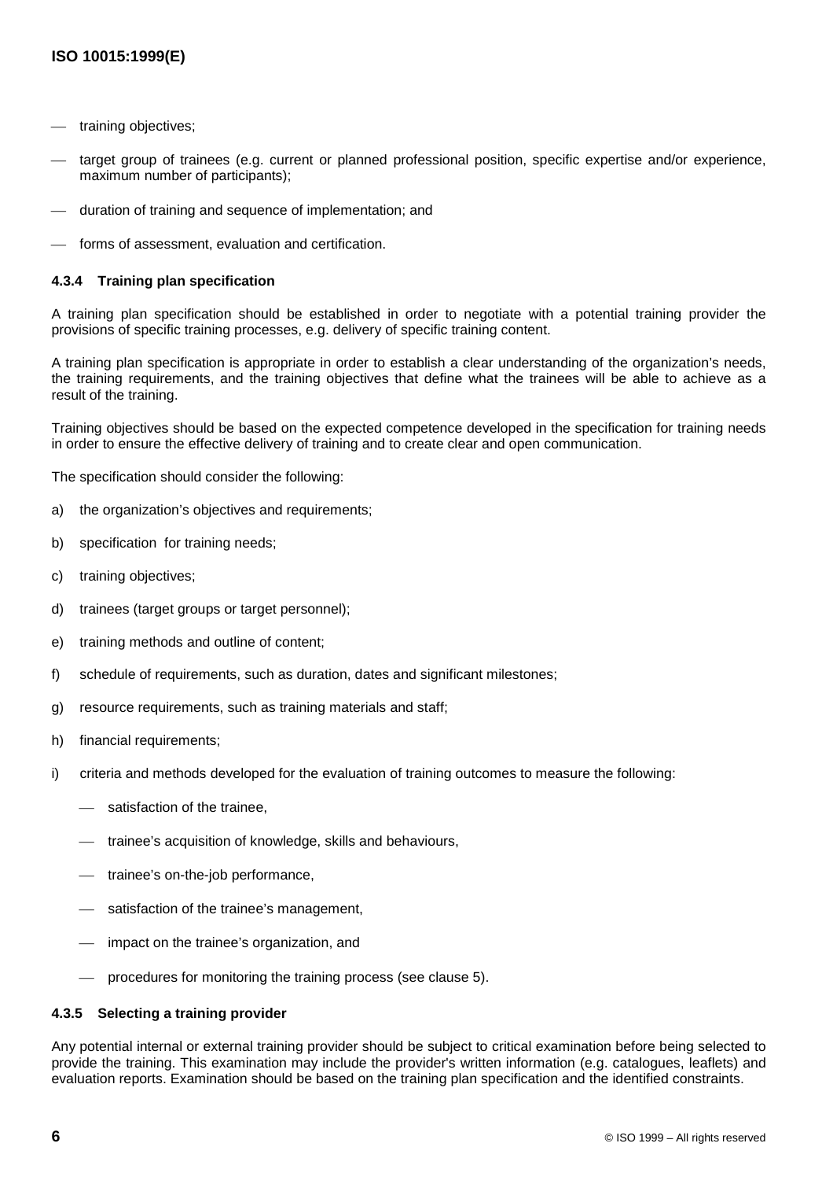- training objectives;
- target group of trainees (e.g. current or planned professional position, specific expertise and/or experience, maximum number of participants);
- duration of training and sequence of implementation; and
- forms of assessment, evaluation and certification.

#### 4.3.4 Training plan specification

A training plan specification should be established in order to negotiate with a potential training provider the provisions of specific training processes, e.g. delivery of specific training content.

A training plan specification is appropriate in order to establish a clear understanding of the organization's needs, the training requirements, and the training objectives that define what the trainees will be able to achieve as a result of the training.

Training objectives should be based on the expected competence developed in the specification for training needs in order to ensure the effective delivery of training and to create clear and open communication.

The specification should consider the following:

a) the organization's objectives and requirements;

b) specification for training needs;

c) training objectives;

d) trainees (target groups or target personnel);

e) training methods and outline of content;

f) schedule of requirements, such as duration, dates and significant milestones;

g) resource requirements, such as training materials and staff;

h) financial requirements;

i) criteria and methods developed for the evaluation of training outcomes to measure the following:

   - satisfaction of the trainee,
   - trainee's acquisition of knowledge, skills and behaviours,
   - trainee's on-the-job performance,
   - satisfaction of the trainee's management,
   - impact on the trainee's organization, and
   - procedures for monitoring the training process (see clause 5).

#### 4.3.5 Selecting a training provider

Any potential internal or external training provider should be subject to critical examination before being selected to provide the training. This examination may include the provider's written information (e.g. catalogues, leaflets) and evaluation reports. Examination should be based on the training plan specification and the identified constraints.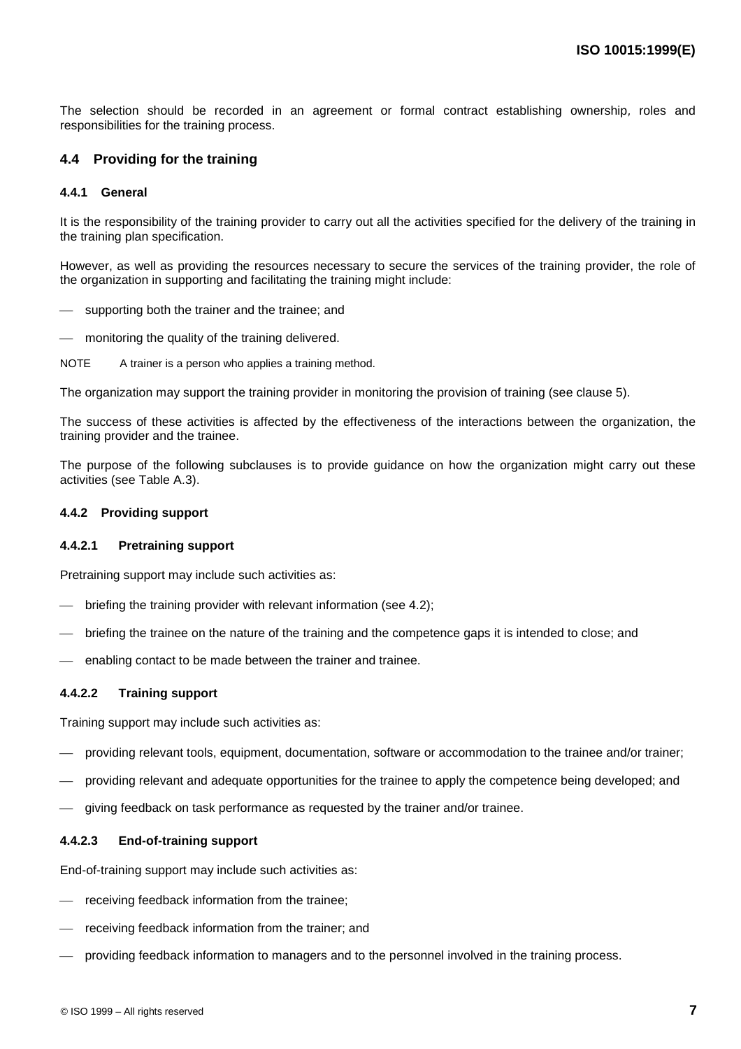The selection should be recorded in an agreement or formal contract establishing ownership, roles and responsibilities for the training process.

## 4.4 Providing for the training

### 4.4.1 General

It is the responsibility of the training provider to carry out all the activities specified for the delivery of the training in the training plan specification.

However, as well as providing the resources necessary to secure the services of the training provider, the role of the organization in supporting and facilitating the training might include:

- supporting both the trainer and the trainee; and
- monitoring the quality of the training delivered.

NOTE A trainer is a person who applies a training method.

The organization may support the training provider in monitoring the provision of training (see clause 5).

The success of these activities is affected by the effectiveness of the interactions between the organization, the training provider and the trainee.

The purpose of the following subclauses is to provide guidance on how the organization might carry out these activities (see Table A.3).

### 4.4.2 Providing support

#### 4.4.2.1 Pretraining support

Pretraining support may include such activities as:

- briefing the training provider with relevant information (see 4.2);
- briefing the trainee on the nature of the training and the competence gaps it is intended to close; and
- enabling contact to be made between the trainer and trainee.

#### 4.4.2.2 Training support

Training support may include such activities as:

- providing relevant tools, equipment, documentation, software or accommodation to the trainee and/or trainer;
- providing relevant and adequate opportunities for the trainee to apply the competence being developed; and
- giving feedback on task performance as requested by the trainer and/or trainee.

#### 4.4.2.3 End-of-training support

End-of-training support may include such activities as:

- receiving feedback information from the trainee;
- receiving feedback information from the trainer; and
- providing feedback information to managers and to the personnel involved in the training process.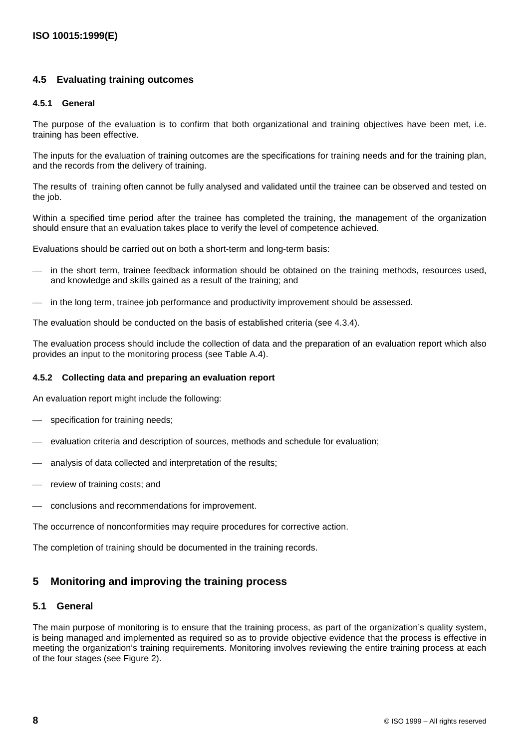### 4.5 Evaluating training outcomes

#### 4.5.1 General

The purpose of the evaluation is to confirm that both organizational and training objectives have been met, i.e. training has been effective.

The inputs for the evaluation of training outcomes are the specifications for training needs and for the training plan, and the records from the delivery of training.

The results of training often cannot be fully analysed and validated until the trainee can be observed and tested on the job.

Within a specified time period after the trainee has completed the training, the management of the organization should ensure that an evaluation takes place to verify the level of competence achieved.

Evaluations should be carried out on both a short-term and long-term basis:

- in the short term, trainee feedback information should be obtained on the training methods, resources used, and knowledge and skills gained as a result of the training; and
- in the long term, trainee job performance and productivity improvement should be assessed.

The evaluation should be conducted on the basis of established criteria (see 4.3.4).

The evaluation process should include the collection of data and the preparation of an evaluation report which also provides an input to the monitoring process (see Table A.4).

#### 4.5.2 Collecting data and preparing an evaluation report

An evaluation report might include the following:

- specification for training needs;
- evaluation criteria and description of sources, methods and schedule for evaluation;
- analysis of data collected and interpretation of the results;
- review of training costs; and
- conclusions and recommendations for improvement.

The occurrence of nonconformities may require procedures for corrective action.

The completion of training should be documented in the training records.

## 5 Monitoring and improving the training process

### 5.1 General

The main purpose of monitoring is to ensure that the training process, as part of the organization's quality system, is being managed and implemented as required so as to provide objective evidence that the process is effective in meeting the organization's training requirements. Monitoring involves reviewing the entire training process at each of the four stages (see Figure 2).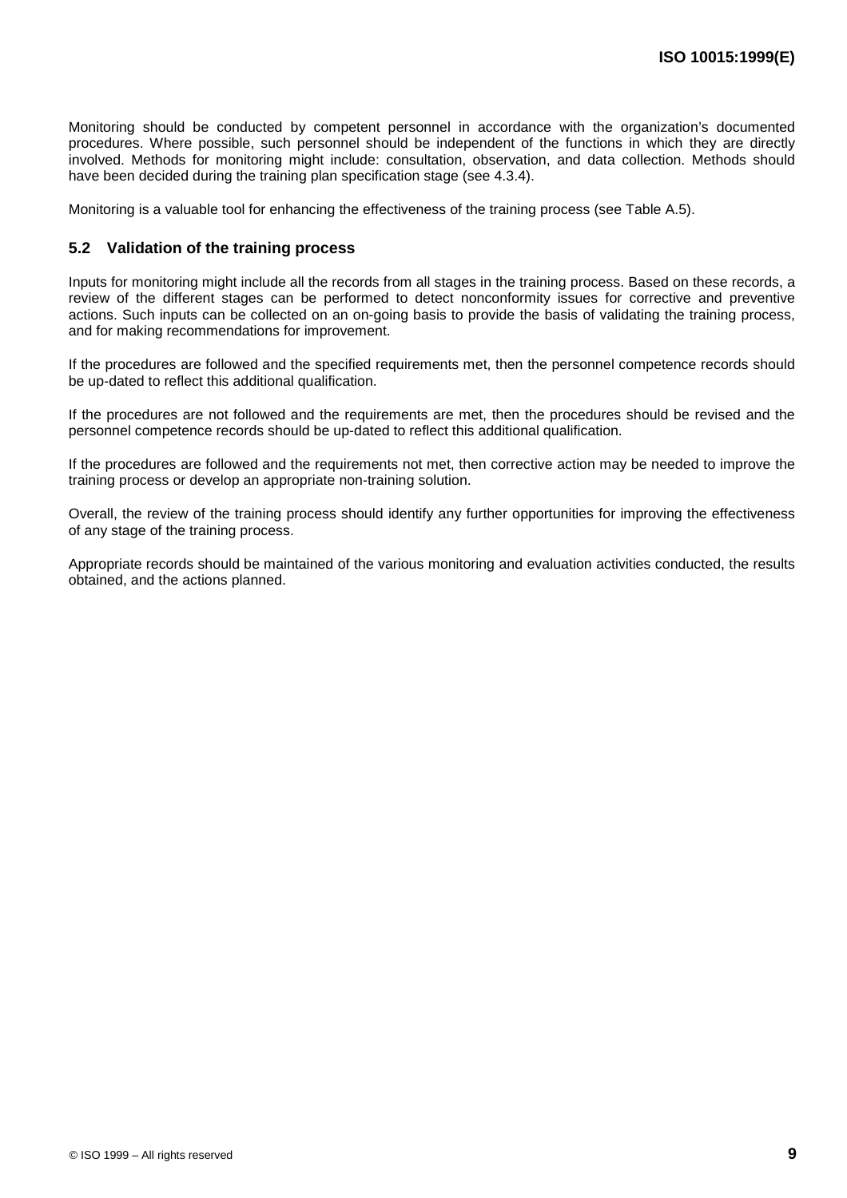Monitoring should be conducted by competent personnel in accordance with the organization's documented procedures. Where possible, such personnel should be independent of the functions in which they are directly involved. Methods for monitoring might include: consultation, observation, and data collection. Methods should have been decided during the training plan specification stage (see 4.3.4).

Monitoring is a valuable tool for enhancing the effectiveness of the training process (see Table A.5).

## 5.2 Validation of the training process

Inputs for monitoring might include all the records from all stages in the training process. Based on these records, a review of the different stages can be performed to detect nonconformity issues for corrective and preventive actions. Such inputs can be collected on an on-going basis to provide the basis of validating the training process, and for making recommendations for improvement.

If the procedures are followed and the specified requirements met, then the personnel competence records should be up-dated to reflect this additional qualification.

If the procedures are not followed and the requirements are met, then the procedures should be revised and the personnel competence records should be up-dated to reflect this additional qualification.

If the procedures are followed and the requirements not met, then corrective action may be needed to improve the training process or develop an appropriate non-training solution.

Overall, the review of the training process should identify any further opportunities for improving the effectiveness of any stage of the training process.

Appropriate records should be maintained of the various monitoring and evaluation activities conducted, the results obtained, and the actions planned.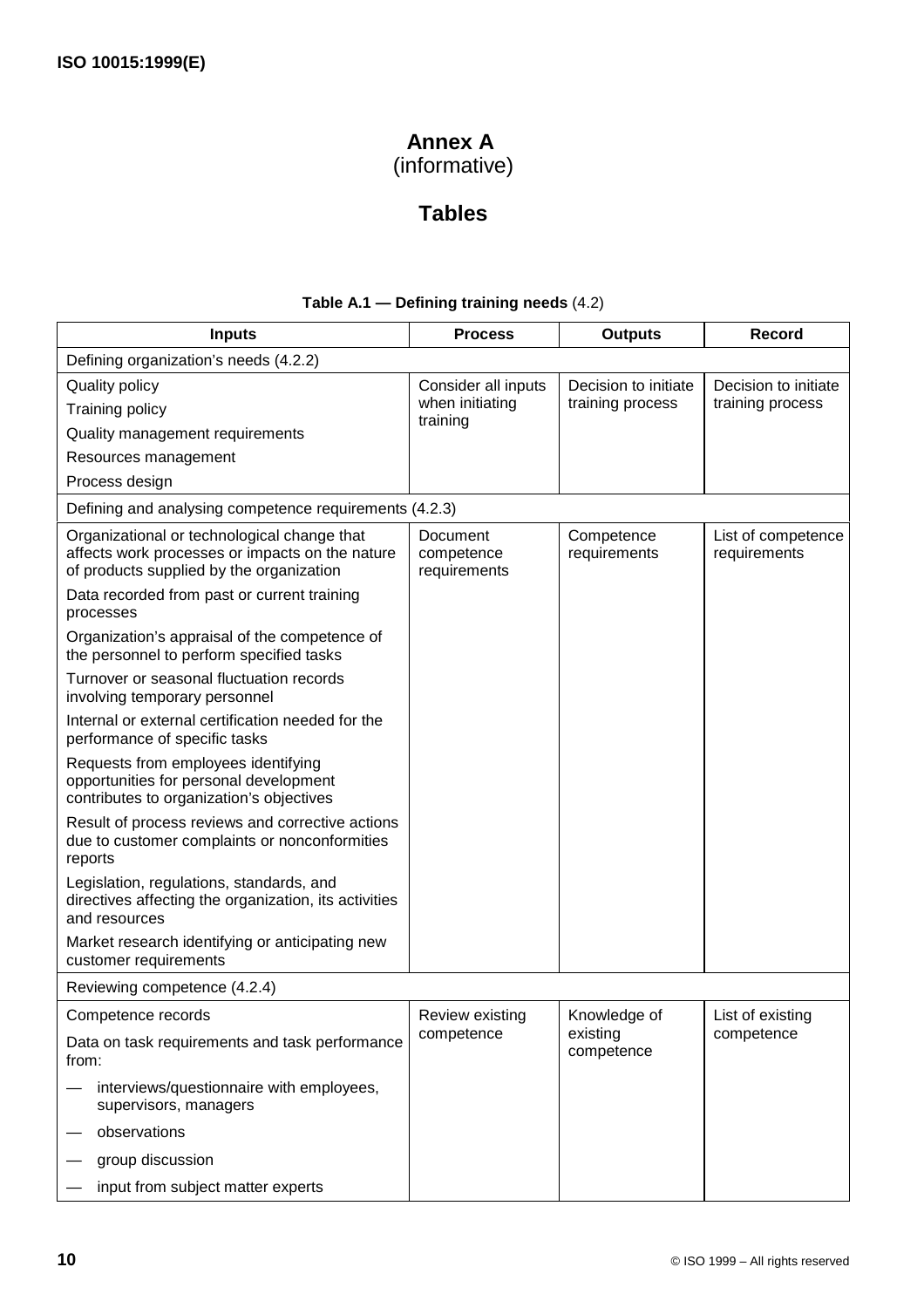# Annex A
(informative)

# Tables

**Table A.1 — Defining training needs** (4.2)

| Inputs | Process | Outputs | Record |
|---|---|---|---|
| Defining organization's needs (4.2.2) | | | |
| Quality policy<br>Training policy<br>Quality management requirements<br>Resources management<br>Process design | Consider all inputs when initiating training | Decision to initiate training process | Decision to initiate training process |
| Defining and analysing competence requirements (4.2.3) | | | |
| Organizational or technological change that affects work processes or impacts on the nature of products supplied by the organization<br>Data recorded from past or current training processes<br>Organization's appraisal of the competence of the personnel to perform specified tasks<br>Turnover or seasonal fluctuation records involving temporary personnel<br>Internal or external certification needed for the performance of specific tasks<br>Requests from employees identifying opportunities for personal development contributes to organization's objectives<br>Result of process reviews and corrective actions due to customer complaints or nonconformities reports<br>Legislation, regulations, standards, and directives affecting the organization, its activities and resources<br>Market research identifying or anticipating new customer requirements | Document competence requirements | Competence requirements | List of competence requirements |
| Reviewing competence (4.2.4) | | | |
| Competence records<br>Data on task requirements and task performance from:<br>— interviews/questionnaire with employees, supervisors, managers<br>— observations<br>— group discussion<br>— input from subject matter experts | Review existing competence | Knowledge of existing competence | List of existing competence |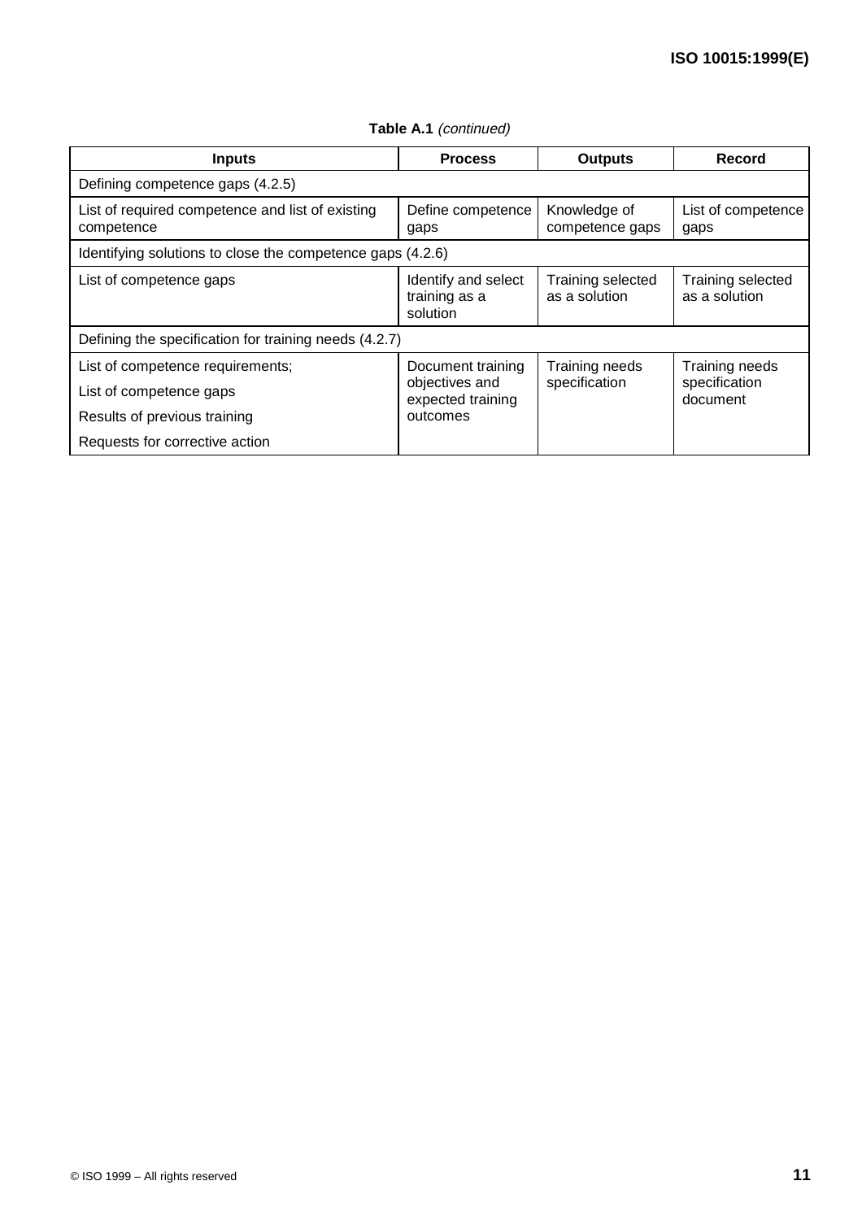**Table A.1** *(continued)*

| Inputs | Process | Outputs | Record |
|---|---|---|---|
| Defining competence gaps (4.2.5) | | | |
| List of required competence and list of existing competence | Define competence gaps | Knowledge of competence gaps | List of competence gaps |
| Identifying solutions to close the competence gaps (4.2.6) | | | |
| List of competence gaps | Identify and select training as a solution | Training selected as a solution | Training selected as a solution |
| Defining the specification for training needs (4.2.7) | | | |
| List of competence requirements;<br>List of competence gaps<br>Results of previous training<br>Requests for corrective action | Document training objectives and expected training outcomes | Training needs specification | Training needs specification document |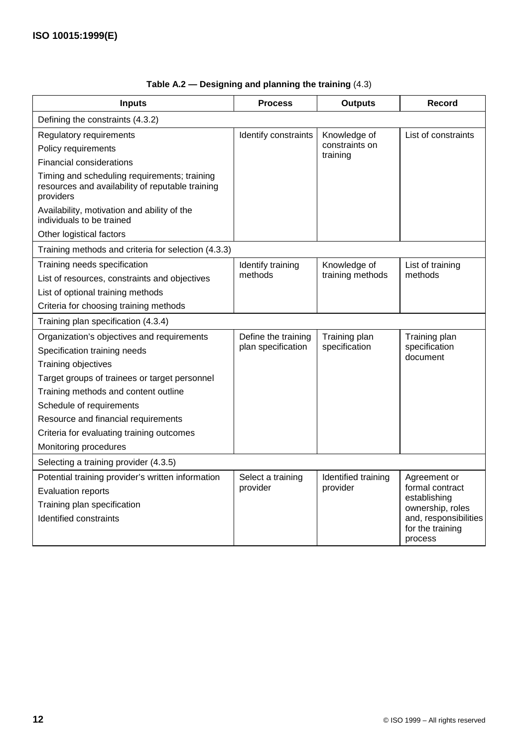**Table A.2 — Designing and planning the training** (4.3)

| Inputs | Process | Outputs | Record |
|---|---|---|---|
| Defining the constraints (4.3.2) | | | |
| Regulatory requirements<br>Policy requirements<br>Financial considerations<br>Timing and scheduling requirements; training resources and availability of reputable training providers<br>Availability, motivation and ability of the individuals to be trained<br>Other logistical factors | Identify constraints | Knowledge of constraints on training | List of constraints |
| Training methods and criteria for selection (4.3.3) | | | |
| Training needs specification<br>List of resources, constraints and objectives<br>List of optional training methods<br>Criteria for choosing training methods | Identify training methods | Knowledge of training methods | List of training methods |
| Training plan specification (4.3.4) | | | |
| Organization's objectives and requirements<br>Specification training needs<br>Training objectives<br>Target groups of trainees or target personnel<br>Training methods and content outline<br>Schedule of requirements<br>Resource and financial requirements<br>Criteria for evaluating training outcomes<br>Monitoring procedures | Define the training plan specification | Training plan specification | Training plan specification document |
| Selecting a training provider (4.3.5) | | | |
| Potential training provider's written information<br>Evaluation reports<br>Training plan specification<br>Identified constraints | Select a training provider | Identified training provider | Agreement or formal contract establishing ownership, roles and, responsibilities for the training process |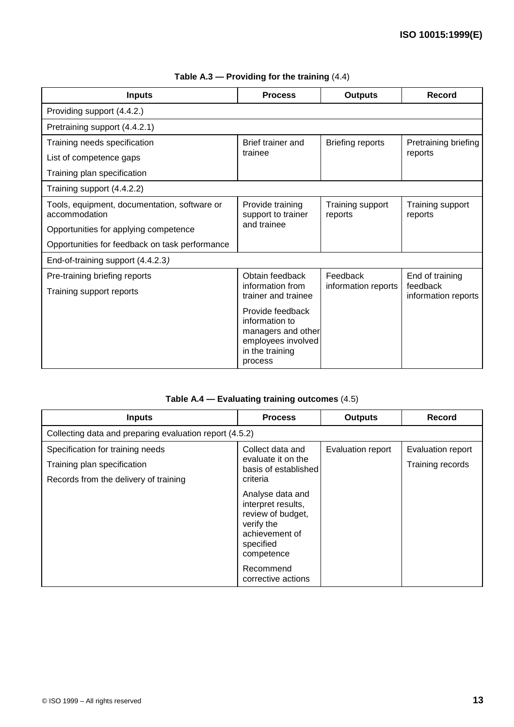**Table A.3 — Providing for the training** (4.4)

| Inputs | Process | Outputs | Record |
|---|---|---|---|
| Providing support (4.4.2.) | | | |
| Pretraining support (4.4.2.1) | | | |
| Training needs specification<br>List of competence gaps<br>Training plan specification | Brief trainer and trainee | Briefing reports | Pretraining briefing reports |
| Training support (4.4.2.2) | | | |
| Tools, equipment, documentation, software or accommodation<br>Opportunities for applying competence<br>Opportunities for feedback on task performance | Provide training support to trainer and trainee | Training support reports | Training support reports |
| End-of-training support (4.4.2.3) | | | |
| Pre-training briefing reports<br>Training support reports | Obtain feedback information from trainer and trainee<br>Provide feedback information to managers and other employees involved in the training process | Feedback information reports | End of training feedback information reports |

**Table A.4 — Evaluating training outcomes** (4.5)

| Inputs | Process | Outputs | Record |
|---|---|---|---|
| Collecting data and preparing evaluation report (4.5.2) | | | |
| Specification for training needs<br>Training plan specification<br>Records from the delivery of training | Collect data and evaluate it on the basis of established criteria<br>Analyse data and interpret results, review of budget, verify the achievement of specified competence<br>Recommend corrective actions | Evaluation report | Evaluation report<br>Training records |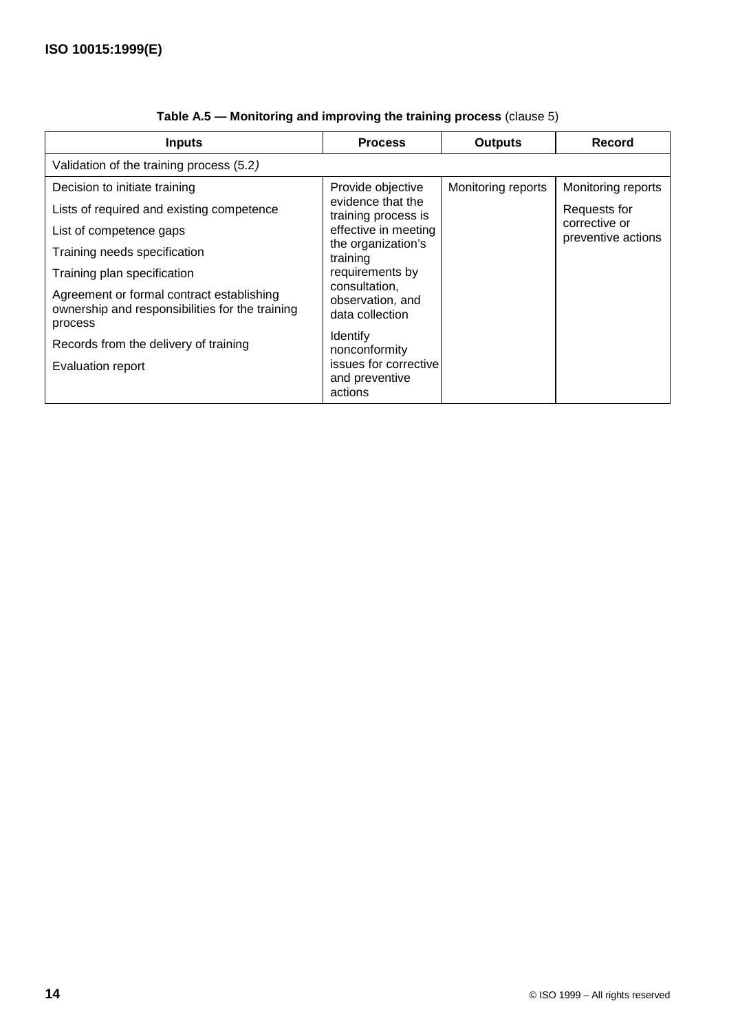**Table A.5 — Monitoring and improving the training process** (clause 5)

| Inputs | Process | Outputs | Record |
|---|---|---|---|
| Validation of the training process (5.2) | | | |
| Decision to initiate training<br>Lists of required and existing competence<br>List of competence gaps<br>Training needs specification<br>Training plan specification<br>Agreement or formal contract establishing ownership and responsibilities for the training process<br>Records from the delivery of training<br>Evaluation report | Provide objective evidence that the training process is effective in meeting the organization's training requirements by consultation, observation, and data collection<br>Identify nonconformity issues for corrective and preventive actions | Monitoring reports | Monitoring reports<br>Requests for corrective or preventive actions |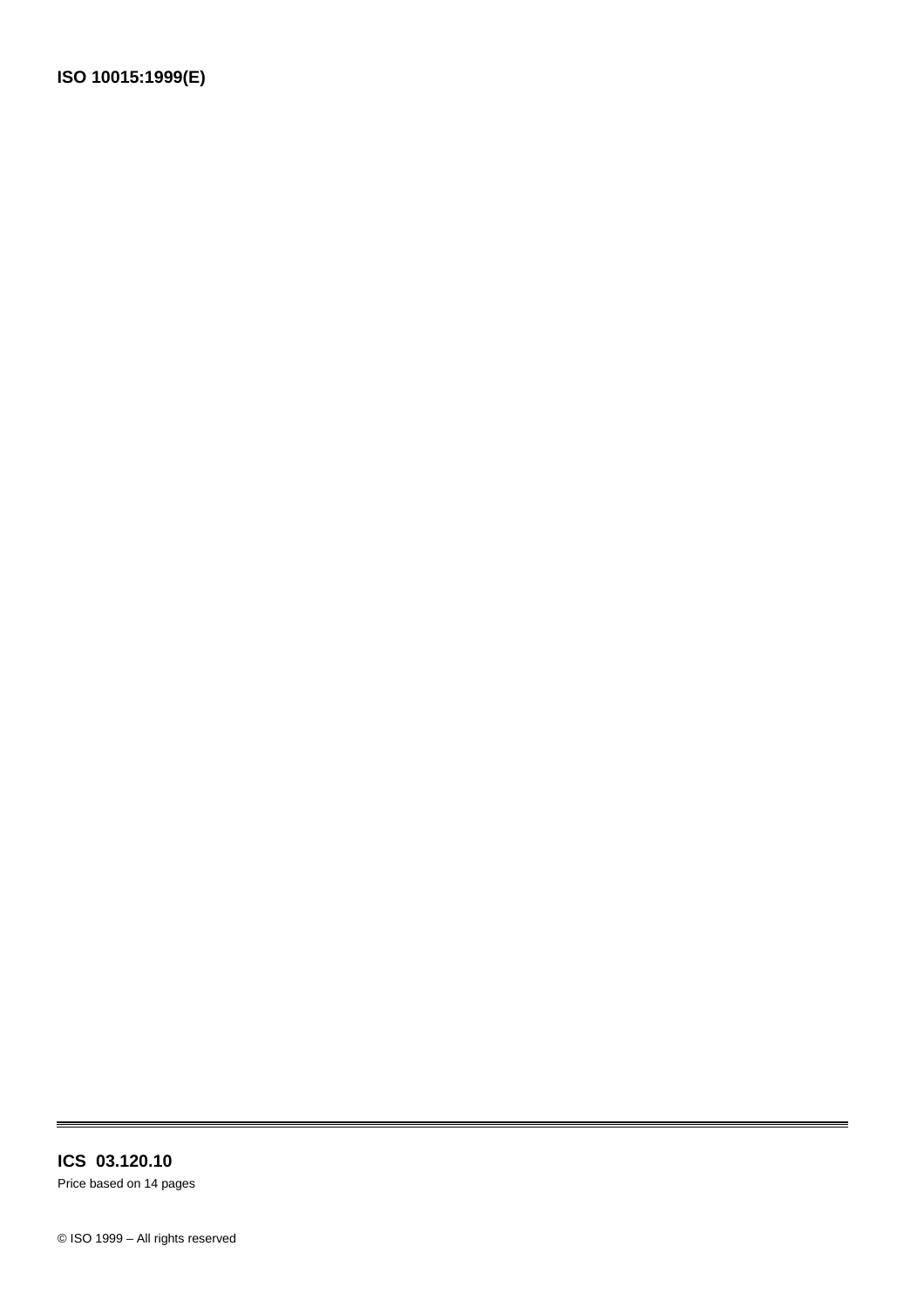ICS 03.120.10

Price based on 14 pages

© ISO 1999 – All rights reserved